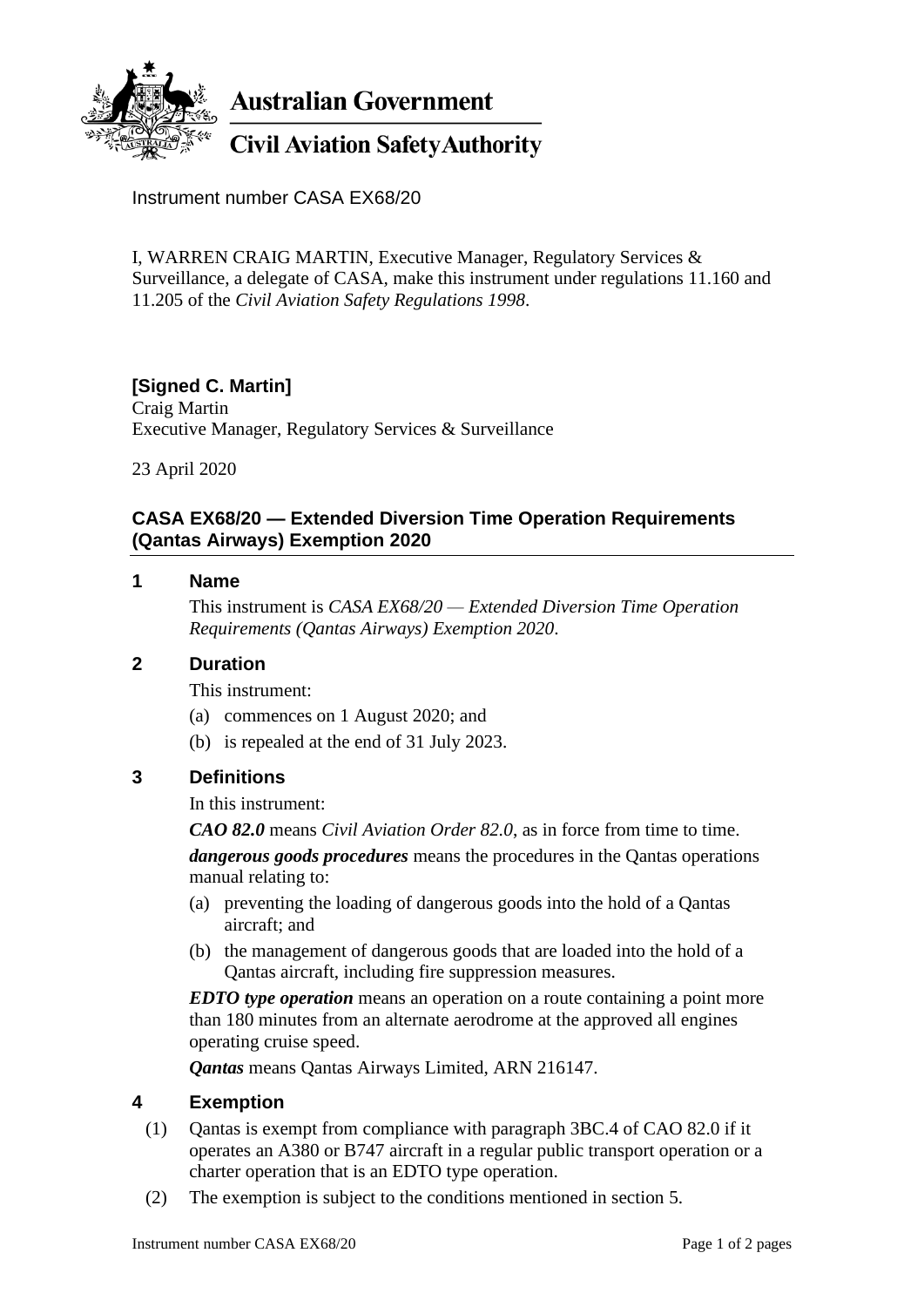Australian Government

Civil Aviation Safety Authority

Instrument number CASA EX68/20

I, WARREN CRAIG MARTIN, Executive Manager, Regulatory Services & Surveillance, a delegate of CASA, make this instrument under regulations 11.160 and 11.205 of the *Civil Aviation Safety Regulations 1998*.

**[Signed C. Martin]**
Craig Martin
Executive Manager, Regulatory Services & Surveillance

23 April 2020

## CASA EX68/20 — Extended Diversion Time Operation Requirements (Qantas Airways) Exemption 2020

### 1 Name

This instrument is *CASA EX68/20 — Extended Diversion Time Operation Requirements (Qantas Airways) Exemption 2020*.

### 2 Duration

This instrument:

(a) commences on 1 August 2020; and

(b) is repealed at the end of 31 July 2023.

### 3 Definitions

In this instrument:

***CAO 82.0*** means *Civil Aviation Order 82.0*, as in force from time to time.

***dangerous goods procedures*** means the procedures in the Qantas operations manual relating to:

(a) preventing the loading of dangerous goods into the hold of a Qantas aircraft; and

(b) the management of dangerous goods that are loaded into the hold of a Qantas aircraft, including fire suppression measures.

***EDTO type operation*** means an operation on a route containing a point more than 180 minutes from an alternate aerodrome at the approved all engines operating cruise speed.

***Qantas*** means Qantas Airways Limited, ARN 216147.

### 4 Exemption

(1) Qantas is exempt from compliance with paragraph 3BC.4 of CAO 82.0 if it operates an A380 or B747 aircraft in a regular public transport operation or a charter operation that is an EDTO type operation.

(2) The exemption is subject to the conditions mentioned in section 5.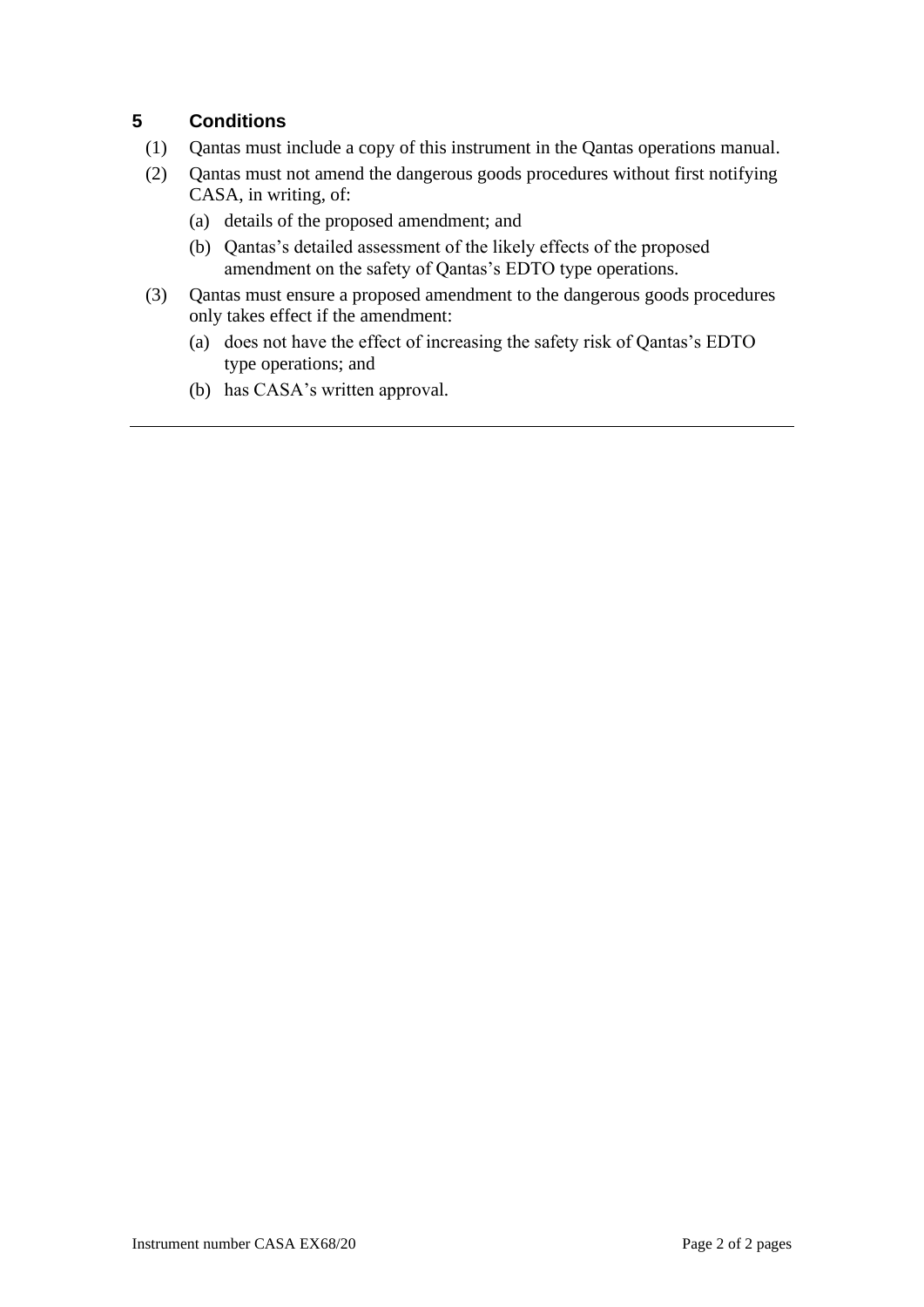## 5 Conditions

(1) Qantas must include a copy of this instrument in the Qantas operations manual.

(2) Qantas must not amend the dangerous goods procedures without first notifying CASA, in writing, of:

(a) details of the proposed amendment; and

(b) Qantas's detailed assessment of the likely effects of the proposed amendment on the safety of Qantas's EDTO type operations.

(3) Qantas must ensure a proposed amendment to the dangerous goods procedures only takes effect if the amendment:

(a) does not have the effect of increasing the safety risk of Qantas's EDTO type operations; and

(b) has CASA's written approval.

---